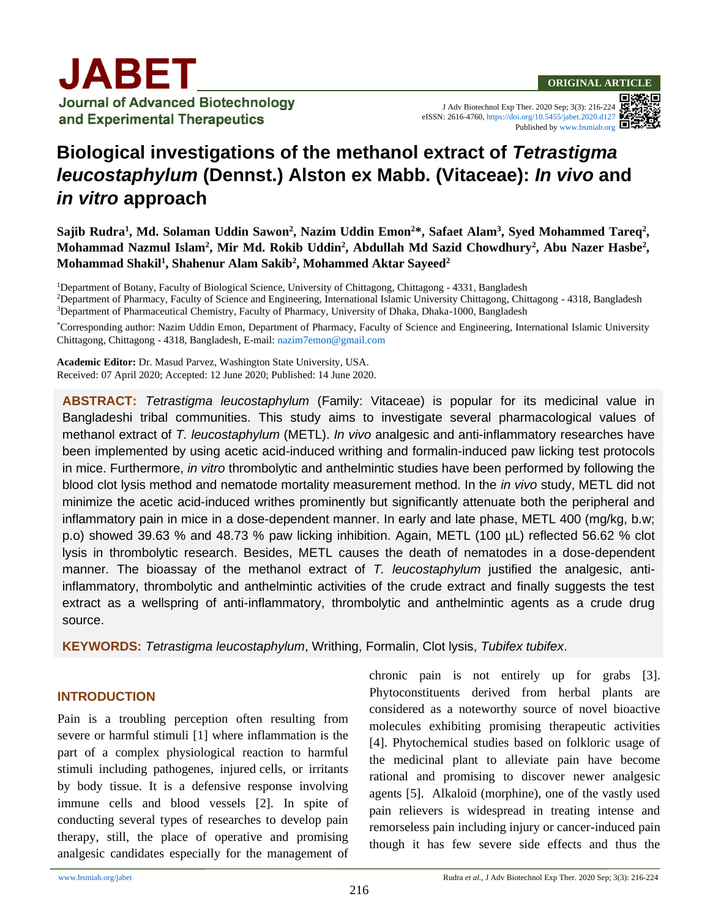ORIGINAL ARTICLE

# Biological investigations of the methanol extract of *Tetrastigma leucostaphylum* (Dennst.) Alston ex Mabb. (Vitaceae): *In vivo* and *in vitro* approach

**Sajib Rudra[1], Md. Solaman Uddin Sawon[2], Nazim Uddin Emon[2]\*, Safaet Alam[3], Syed Mohammed Tareq[2], Mohammad Nazmul Islam[2], Mir Md. Rokib Uddin[2], Abdullah Md Sazid Chowdhury[2], Abu Nazer Hasbe[2], Mohammad Shakil[1], Shahenur Alam Sakib[2], Mohammed Aktar Sayeed[2]**

[1]Department of Botany, Faculty of Biological Science, University of Chittagong, Chittagong - 4331, Bangladesh
[2]Department of Pharmacy, Faculty of Science and Engineering, International Islamic University Chittagong, Chittagong - 4318, Bangladesh
[3]Department of Pharmaceutical Chemistry, Faculty of Pharmacy, University of Dhaka, Dhaka-1000, Bangladesh

\*Corresponding author: Nazim Uddin Emon, Department of Pharmacy, Faculty of Science and Engineering, International Islamic University Chittagong, Chittagong - 4318, Bangladesh, E-mail: nazim7emon@gmail.com

**Academic Editor:** Dr. Masud Parvez, Washington State University, USA.
Received: 07 April 2020; Accepted: 12 June 2020; Published: 14 June 2020.

**ABSTRACT:** *Tetrastigma leucostaphylum* (Family: Vitaceae) is popular for its medicinal value in Bangladeshi tribal communities. This study aims to investigate several pharmacological values of methanol extract of *T. leucostaphylum* (METL). *In vivo* analgesic and anti-inflammatory researches have been implemented by using acetic acid-induced writhing and formalin-induced paw licking test protocols in mice. Furthermore, *in vitro* thrombolytic and anthelmintic studies have been performed by following the blood clot lysis method and nematode mortality measurement method. In the *in vivo* study, METL did not minimize the acetic acid-induced writhes prominently but significantly attenuate both the peripheral and inflammatory pain in mice in a dose-dependent manner. In early and late phase, METL 400 (mg/kg, b.w; p.o) showed 39.63 % and 48.73 % paw licking inhibition. Again, METL (100 µL) reflected 56.62 % clot lysis in thrombolytic research. Besides, METL causes the death of nematodes in a dose-dependent manner. The bioassay of the methanol extract of *T. leucostaphylum* justified the analgesic, anti-inflammatory, thrombolytic and anthelmintic activities of the crude extract and finally suggests the test extract as a wellspring of anti-inflammatory, thrombolytic and anthelmintic agents as a crude drug source.

**KEYWORDS:** *Tetrastigma leucostaphylum*, Writhing, Formalin, Clot lysis, *Tubifex tubifex*.

## INTRODUCTION

Pain is a troubling perception often resulting from severe or harmful stimuli [1] where inflammation is the part of a complex physiological reaction to harmful stimuli including pathogenes, injured cells, or irritants by body tissue. It is a defensive response involving immune cells and blood vessels [2]. In spite of conducting several types of researches to develop pain therapy, still, the place of operative and promising analgesic candidates especially for the management of chronic pain is not entirely up for grabs [3]. Phytoconstituents derived from herbal plants are considered as a noteworthy source of novel bioactive molecules exhibiting promising therapeutic activities [4]. Phytochemical studies based on folkloric usage of the medicinal plant to alleviate pain have become rational and promising to discover newer analgesic agents [5]. Alkaloid (morphine), one of the vastly used pain relievers is widespread in treating intense and remorseless pain including injury or cancer-induced pain though it has few severe side effects and thus the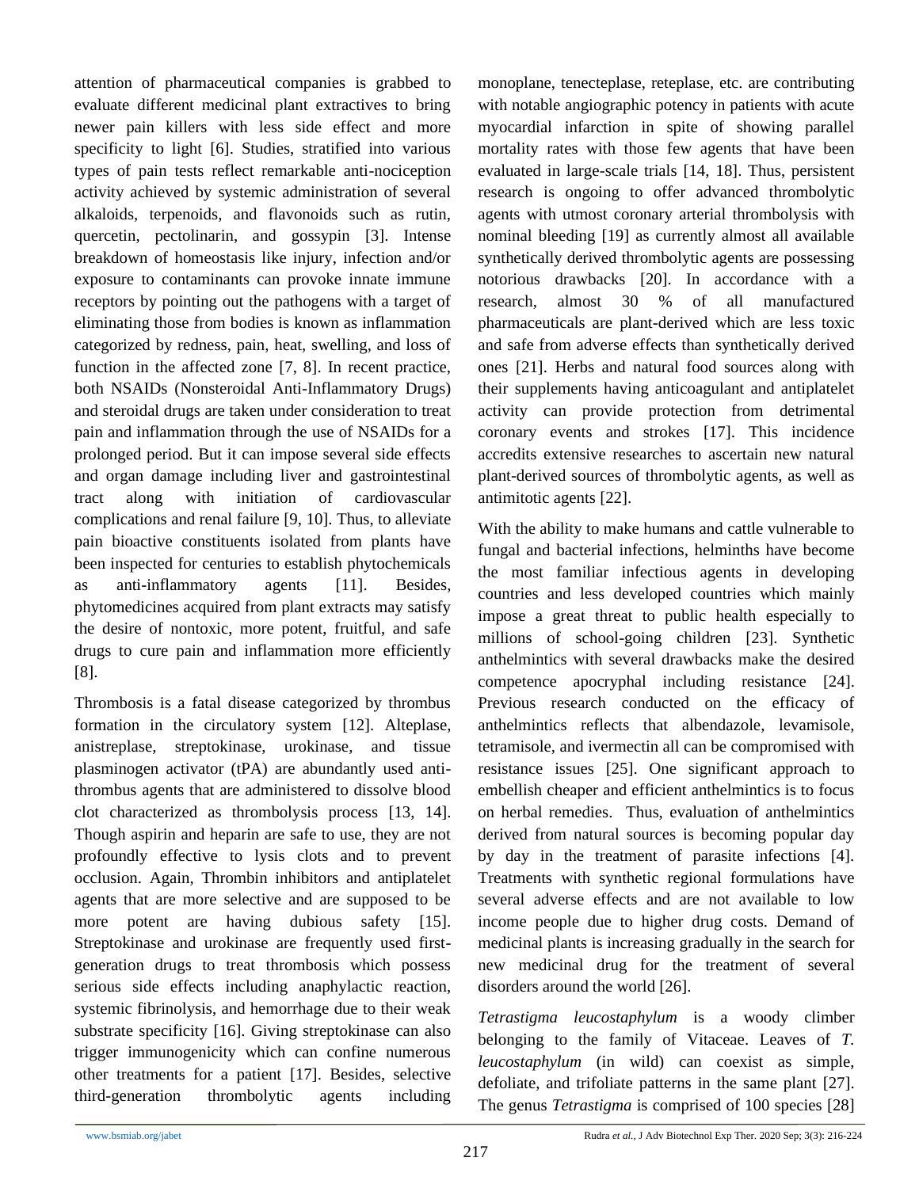attention of pharmaceutical companies is grabbed to evaluate different medicinal plant extractives to bring newer pain killers with less side effect and more specificity to light [6]. Studies, stratified into various types of pain tests reflect remarkable anti-nociception activity achieved by systemic administration of several alkaloids, terpenoids, and flavonoids such as rutin, quercetin, pectolinarin, and gossypin [3]. Intense breakdown of homeostasis like injury, infection and/or exposure to contaminants can provoke innate immune receptors by pointing out the pathogens with a target of eliminating those from bodies is known as inflammation categorized by redness, pain, heat, swelling, and loss of function in the affected zone [7, 8]. In recent practice, both NSAIDs (Nonsteroidal Anti-Inflammatory Drugs) and steroidal drugs are taken under consideration to treat pain and inflammation through the use of NSAIDs for a prolonged period. But it can impose several side effects and organ damage including liver and gastrointestinal tract along with initiation of cardiovascular complications and renal failure [9, 10]. Thus, to alleviate pain bioactive constituents isolated from plants have been inspected for centuries to establish phytochemicals as anti-inflammatory agents [11]. Besides, phytomedicines acquired from plant extracts may satisfy the desire of nontoxic, more potent, fruitful, and safe drugs to cure pain and inflammation more efficiently [8].

Thrombosis is a fatal disease categorized by thrombus formation in the circulatory system [12]. Alteplase, anistreplase, streptokinase, urokinase, and tissue plasminogen activator (tPA) are abundantly used anti-thrombus agents that are administered to dissolve blood clot characterized as thrombolysis process [13, 14]. Though aspirin and heparin are safe to use, they are not profoundly effective to lysis clots and to prevent occlusion. Again, Thrombin inhibitors and antiplatelet agents that are more selective and are supposed to be more potent are having dubious safety [15]. Streptokinase and urokinase are frequently used first-generation drugs to treat thrombosis which possess serious side effects including anaphylactic reaction, systemic fibrinolysis, and hemorrhage due to their weak substrate specificity [16]. Giving streptokinase can also trigger immunogenicity which can confine numerous other treatments for a patient [17]. Besides, selective third-generation thrombolytic agents including monoplane, tenecteplase, reteplase, etc. are contributing with notable angiographic potency in patients with acute myocardial infarction in spite of showing parallel mortality rates with those few agents that have been evaluated in large-scale trials [14, 18]. Thus, persistent research is ongoing to offer advanced thrombolytic agents with utmost coronary arterial thrombolysis with nominal bleeding [19] as currently almost all available synthetically derived thrombolytic agents are possessing notorious drawbacks [20]. In accordance with a research, almost 30 % of all manufactured pharmaceuticals are plant-derived which are less toxic and safe from adverse effects than synthetically derived ones [21]. Herbs and natural food sources along with their supplements having anticoagulant and antiplatelet activity can provide protection from detrimental coronary events and strokes [17]. This incidence accredits extensive researches to ascertain new natural plant-derived sources of thrombolytic agents, as well as antimitotic agents [22].

With the ability to make humans and cattle vulnerable to fungal and bacterial infections, helminths have become the most familiar infectious agents in developing countries and less developed countries which mainly impose a great threat to public health especially to millions of school-going children [23]. Synthetic anthelmintics with several drawbacks make the desired competence apocryphal including resistance [24]. Previous research conducted on the efficacy of anthelmintics reflects that albendazole, levamisole, tetramisole, and ivermectin all can be compromised with resistance issues [25]. One significant approach to embellish cheaper and efficient anthelmintics is to focus on herbal remedies. Thus, evaluation of anthelmintics derived from natural sources is becoming popular day by day in the treatment of parasite infections [4]. Treatments with synthetic regional formulations have several adverse effects and are not available to low income people due to higher drug costs. Demand of medicinal plants is increasing gradually in the search for new medicinal drug for the treatment of several disorders around the world [26].

*Tetrastigma leucostaphylum* is a woody climber belonging to the family of Vitaceae. Leaves of *T. leucostaphylum* (in wild) can coexist as simple, defoliate, and trifoliate patterns in the same plant [27]. The genus *Tetrastigma* is comprised of 100 species [28]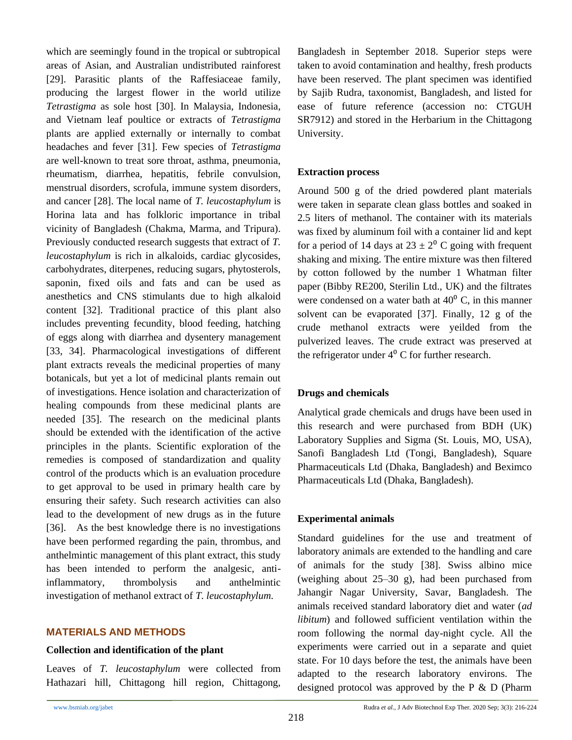which are seemingly found in the tropical or subtropical areas of Asian, and Australian undistributed rainforest [29]. Parasitic plants of the Raffesiaceae family, producing the largest flower in the world utilize *Tetrastigma* as sole host [30]. In Malaysia, Indonesia, and Vietnam leaf poultice or extracts of *Tetrastigma* plants are applied externally or internally to combat headaches and fever [31]. Few species of *Tetrastigma* are well-known to treat sore throat, asthma, pneumonia, rheumatism, diarrhea, hepatitis, febrile convulsion, menstrual disorders, scrofula, immune system disorders, and cancer [28]. The local name of *T. leucostaphylum* is Horina lata and has folkloric importance in tribal vicinity of Bangladesh (Chakma, Marma, and Tripura). Previously conducted research suggests that extract of *T. leucostaphylum* is rich in alkaloids, cardiac glycosides, carbohydrates, diterpenes, reducing sugars, phytosterols, saponin, fixed oils and fats and can be used as anesthetics and CNS stimulants due to high alkaloid content [32]. Traditional practice of this plant also includes preventing fecundity, blood feeding, hatching of eggs along with diarrhea and dysentery management [33, 34]. Pharmacological investigations of different plant extracts reveals the medicinal properties of many botanicals, but yet a lot of medicinal plants remain out of investigations. Hence isolation and characterization of healing compounds from these medicinal plants are needed [35]. The research on the medicinal plants should be extended with the identification of the active principles in the plants. Scientific exploration of the remedies is composed of standardization and quality control of the products which is an evaluation procedure to get approval to be used in primary health care by ensuring their safety. Such research activities can also lead to the development of new drugs as in the future [36]. As the best knowledge there is no investigations have been performed regarding the pain, thrombus, and anthelmintic management of this plant extract, this study has been intended to perform the analgesic, anti-inflammatory, thrombolysis and anthelmintic investigation of methanol extract of *T. leucostaphylum.*

## MATERIALS AND METHODS

### Collection and identification of the plant

Leaves of *T. leucostaphylum* were collected from Hathazari hill, Chittagong hill region, Chittagong, Bangladesh in September 2018. Superior steps were taken to avoid contamination and healthy, fresh products have been reserved. The plant specimen was identified by Sajib Rudra, taxonomist, Bangladesh, and listed for ease of future reference (accession no: CTGUH SR7912) and stored in the Herbarium in the Chittagong University.

### Extraction process

Around 500 g of the dried powdered plant materials were taken in separate clean glass bottles and soaked in 2.5 liters of methanol. The container with its materials was fixed by aluminum foil with a container lid and kept for a period of 14 days at $23 \pm 2^0$ C going with frequent shaking and mixing. The entire mixture was then filtered by cotton followed by the number 1 Whatman filter paper (Bibby RE200, Sterilin Ltd., UK) and the filtrates were condensed on a water bath at $40^0$ C, in this manner solvent can be evaporated [37]. Finally, 12 g of the crude methanol extracts were yeilded from the pulverized leaves. The crude extract was preserved at the refrigerator under $4^0$ C for further research.

### Drugs and chemicals

Analytical grade chemicals and drugs have been used in this research and were purchased from BDH (UK) Laboratory Supplies and Sigma (St. Louis, MO, USA), Sanofi Bangladesh Ltd (Tongi, Bangladesh), Square Pharmaceuticals Ltd (Dhaka, Bangladesh) and Beximco Pharmaceuticals Ltd (Dhaka, Bangladesh).

### Experimental animals

Standard guidelines for the use and treatment of laboratory animals are extended to the handling and care of animals for the study [38]. Swiss albino mice (weighing about 25–30 g), had been purchased from Jahangir Nagar University, Savar, Bangladesh. The animals received standard laboratory diet and water (*ad libitum*) and followed sufficient ventilation within the room following the normal day-night cycle. All the experiments were carried out in a separate and quiet state. For 10 days before the test, the animals have been adapted to the research laboratory environs. The designed protocol was approved by the P & D (Pharm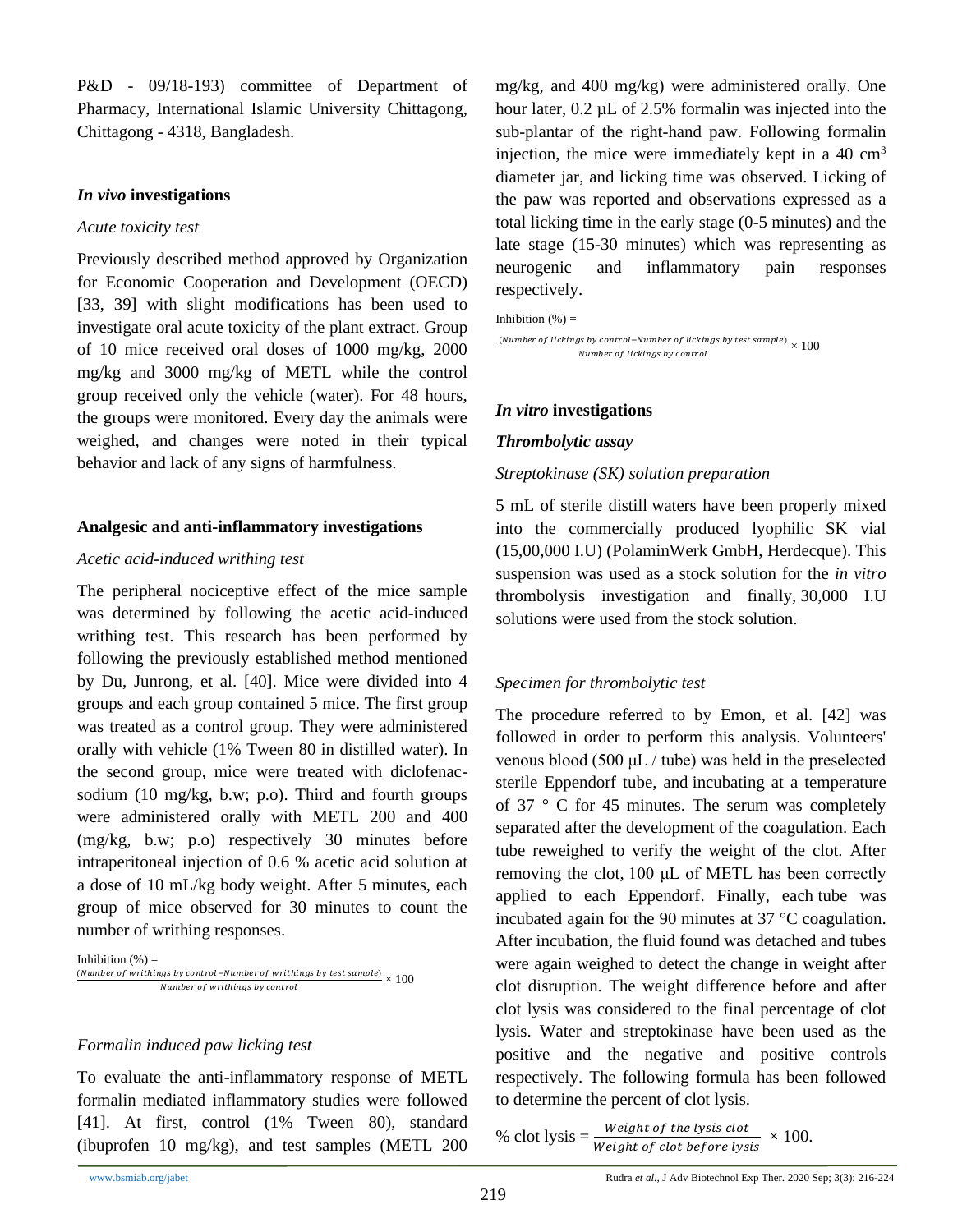P&D - 09/18-193) committee of Department of Pharmacy, International Islamic University Chittagong, Chittagong - 4318, Bangladesh.

### *In vivo* investigations

#### *Acute toxicity test*

Previously described method approved by Organization for Economic Cooperation and Development (OECD) [33, 39] with slight modifications has been used to investigate oral acute toxicity of the plant extract. Group of 10 mice received oral doses of 1000 mg/kg, 2000 mg/kg and 3000 mg/kg of METL while the control group received only the vehicle (water). For 48 hours, the groups were monitored. Every day the animals were weighed, and changes were noted in their typical behavior and lack of any signs of harmfulness.

### Analgesic and anti-inflammatory investigations

#### *Acetic acid-induced writhing test*

The peripheral nociceptive effect of the mice sample was determined by following the acetic acid-induced writhing test. This research has been performed by following the previously established method mentioned by Du, Junrong, et al. [40]. Mice were divided into 4 groups and each group contained 5 mice. The first group was treated as a control group. They were administered orally with vehicle (1% Tween 80 in distilled water). In the second group, mice were treated with diclofenac-sodium (10 mg/kg, b.w; p.o). Third and fourth groups were administered orally with METL 200 and 400 (mg/kg, b.w; p.o) respectively 30 minutes before intraperitoneal injection of 0.6 % acetic acid solution at a dose of 10 mL/kg body weight. After 5 minutes, each group of mice observed for 30 minutes to count the number of writhing responses.

$$\text{Inhibition (\%)} = \frac{(\text{Number of writhings by control} - \text{Number of writhings by test sample})}{\text{Number of writhings by control}} \times 100$$

#### *Formalin induced paw licking test*

To evaluate the anti-inflammatory response of METL formalin mediated inflammatory studies were followed [41]. At first, control (1% Tween 80), standard (ibuprofen 10 mg/kg), and test samples (METL 200 mg/kg, and 400 mg/kg) were administered orally. One hour later, 0.2 μL of 2.5% formalin was injected into the sub-plantar of the right-hand paw. Following formalin injection, the mice were immediately kept in a 40 $cm^3$ diameter jar, and licking time was observed. Licking of the paw was reported and observations expressed as a total licking time in the early stage (0-5 minutes) and the late stage (15-30 minutes) which was representing as neurogenic and inflammatory pain responses respectively.

$$\text{Inhibition (\%)} = \frac{(\text{Number of lickings by control} - \text{Number of lickings by test sample})}{\text{Number of lickings by control}} \times 100$$

### *In vitro* investigations

#### ***Thrombolytic assay***

#### *Streptokinase (SK) solution preparation*

5 mL of sterile distill waters have been properly mixed into the commercially produced lyophilic SK vial (15,00,000 I.U) (PolaminWerk GmbH, Herdecque). This suspension was used as a stock solution for the *in vitro* thrombolysis investigation and finally, 30,000 I.U solutions were used from the stock solution.

#### *Specimen for thrombolytic test*

The procedure referred to by Emon, et al. [42] was followed in order to perform this analysis. Volunteers' venous blood (500 μL / tube) was held in the preselected sterile Eppendorf tube, and incubating at a temperature of 37 ° C for 45 minutes. The serum was completely separated after the development of the coagulation. Each tube reweighed to verify the weight of the clot. After removing the clot, 100 μL of METL has been correctly applied to each Eppendorf. Finally, each tube was incubated again for the 90 minutes at 37 °C coagulation. After incubation, the fluid found was detached and tubes were again weighed to detect the change in weight after clot disruption. The weight difference before and after clot lysis was considered to the final percentage of clot lysis. Water and streptokinase have been used as the positive and the negative and positive controls respectively. The following formula has been followed to determine the percent of clot lysis.

$$\text{\% clot lysis} = \frac{\text{Weight of the lysis clot}}{\text{Weight of clot before lysis}} \times 100.$$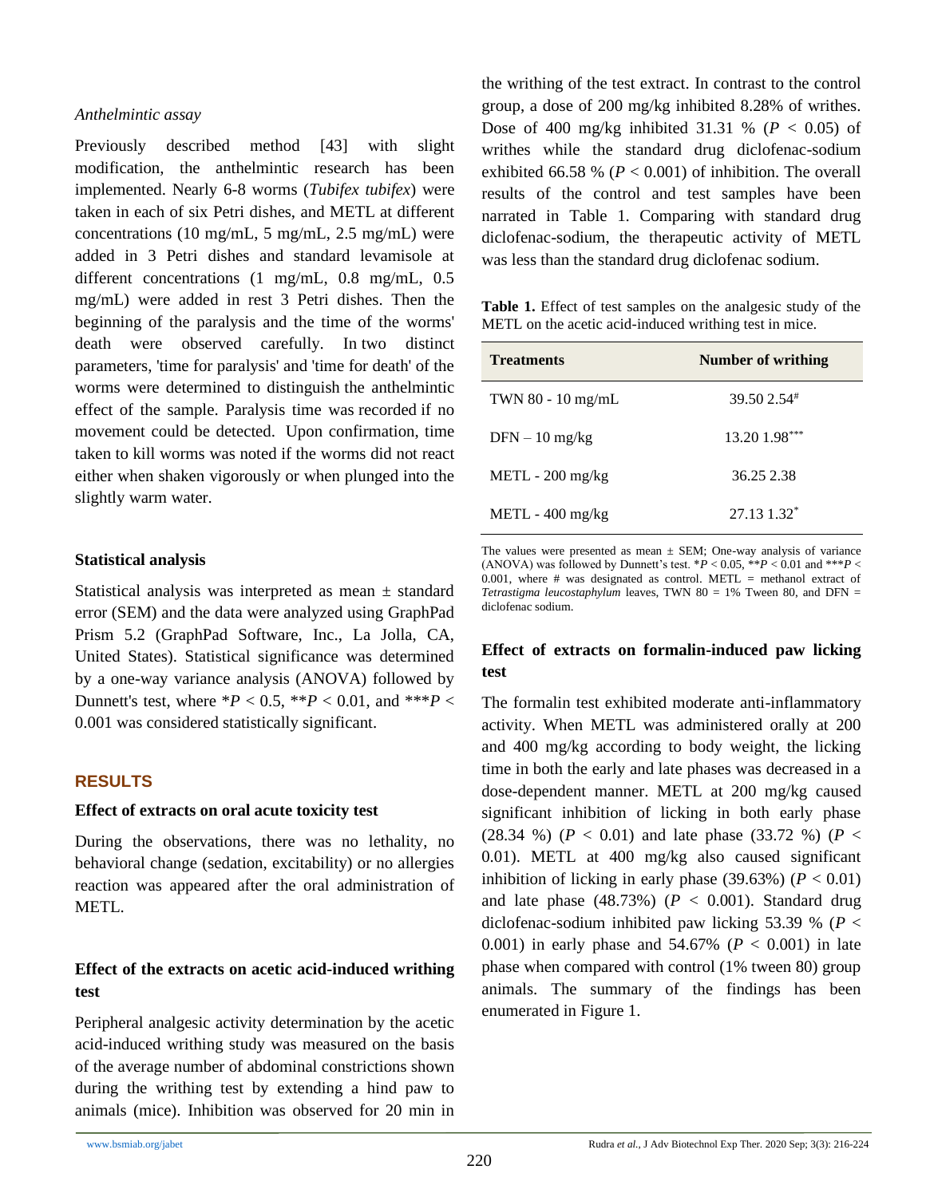*Anthelmintic assay*

Previously described method [43] with slight modification, the anthelmintic research has been implemented. Nearly 6-8 worms (*Tubifex tubifex*) were taken in each of six Petri dishes, and METL at different concentrations (10 mg/mL, 5 mg/mL, 2.5 mg/mL) were added in 3 Petri dishes and standard levamisole at different concentrations (1 mg/mL, 0.8 mg/mL, 0.5 mg/mL) were added in rest 3 Petri dishes. Then the beginning of the paralysis and the time of the worms' death were observed carefully. In two distinct parameters, 'time for paralysis' and 'time for death' of the worms were determined to distinguish the anthelmintic effect of the sample. Paralysis time was recorded if no movement could be detected. Upon confirmation, time taken to kill worms was noted if the worms did not react either when shaken vigorously or when plunged into the slightly warm water.

**Statistical analysis**

Statistical analysis was interpreted as mean ± standard error (SEM) and the data were analyzed using GraphPad Prism 5.2 (GraphPad Software, Inc., La Jolla, CA, United States). Statistical significance was determined by a one-way variance analysis (ANOVA) followed by Dunnett's test, where $*P < 0.5$, $**P < 0.01$, and $***P < 0.001$ was considered statistically significant.

## RESULTS

**Effect of extracts on oral acute toxicity test**

During the observations, there was no lethality, no behavioral change (sedation, excitability) or no allergies reaction was appeared after the oral administration of METL.

**Effect of the extracts on acetic acid-induced writhing test**

Peripheral analgesic activity determination by the acetic acid-induced writhing study was measured on the basis of the average number of abdominal constrictions shown during the writhing test by extending a hind paw to animals (mice). Inhibition was observed for 20 min in the writhing of the test extract. In contrast to the control group, a dose of 200 mg/kg inhibited 8.28% of writhes. Dose of 400 mg/kg inhibited 31.31 % ($P < 0.05$) of writhes while the standard drug diclofenac-sodium exhibited 66.58 % ($P < 0.001$) of inhibition. The overall results of the control and test samples have been narrated in Table 1. Comparing with standard drug diclofenac-sodium, the therapeutic activity of METL was less than the standard drug diclofenac sodium.

**Table 1.** Effect of test samples on the analgesic study of the METL on the acetic acid-induced writhing test in mice.

| Treatments | Number of writhing |
|---|---|
| TWN 80 - 10 mg/mL | 39.50 2.54[#] |
| DFN – 10 mg/kg | 13.20 1.98[***] |
| METL - 200 mg/kg | 36.25 2.38 |
| METL - 400 mg/kg | 27.13 1.32[*] |

The values were presented as mean ± SEM; One-way analysis of variance (ANOVA) was followed by Dunnett's test. $*P < 0.05$, $**P < 0.01$ and $***P < 0.001$, where # was designated as control. METL = methanol extract of *Tetrastigma leucostaphylum* leaves, TWN 80 = 1% Tween 80, and DFN = diclofenac sodium.

**Effect of extracts on formalin-induced paw licking test**

The formalin test exhibited moderate anti-inflammatory activity. When METL was administered orally at 200 and 400 mg/kg according to body weight, the licking time in both the early and late phases was decreased in a dose-dependent manner. METL at 200 mg/kg caused significant inhibition of licking in both early phase (28.34 %) ($P < 0.01$) and late phase (33.72 %) ($P < 0.01$). METL at 400 mg/kg also caused significant inhibition of licking in early phase (39.63%) ($P < 0.01$) and late phase (48.73%) ($P < 0.001$). Standard drug diclofenac-sodium inhibited paw licking 53.39 % ($P < 0.001$) in early phase and 54.67% ($P < 0.001$) in late phase when compared with control (1% tween 80) group animals. The summary of the findings has been enumerated in Figure 1.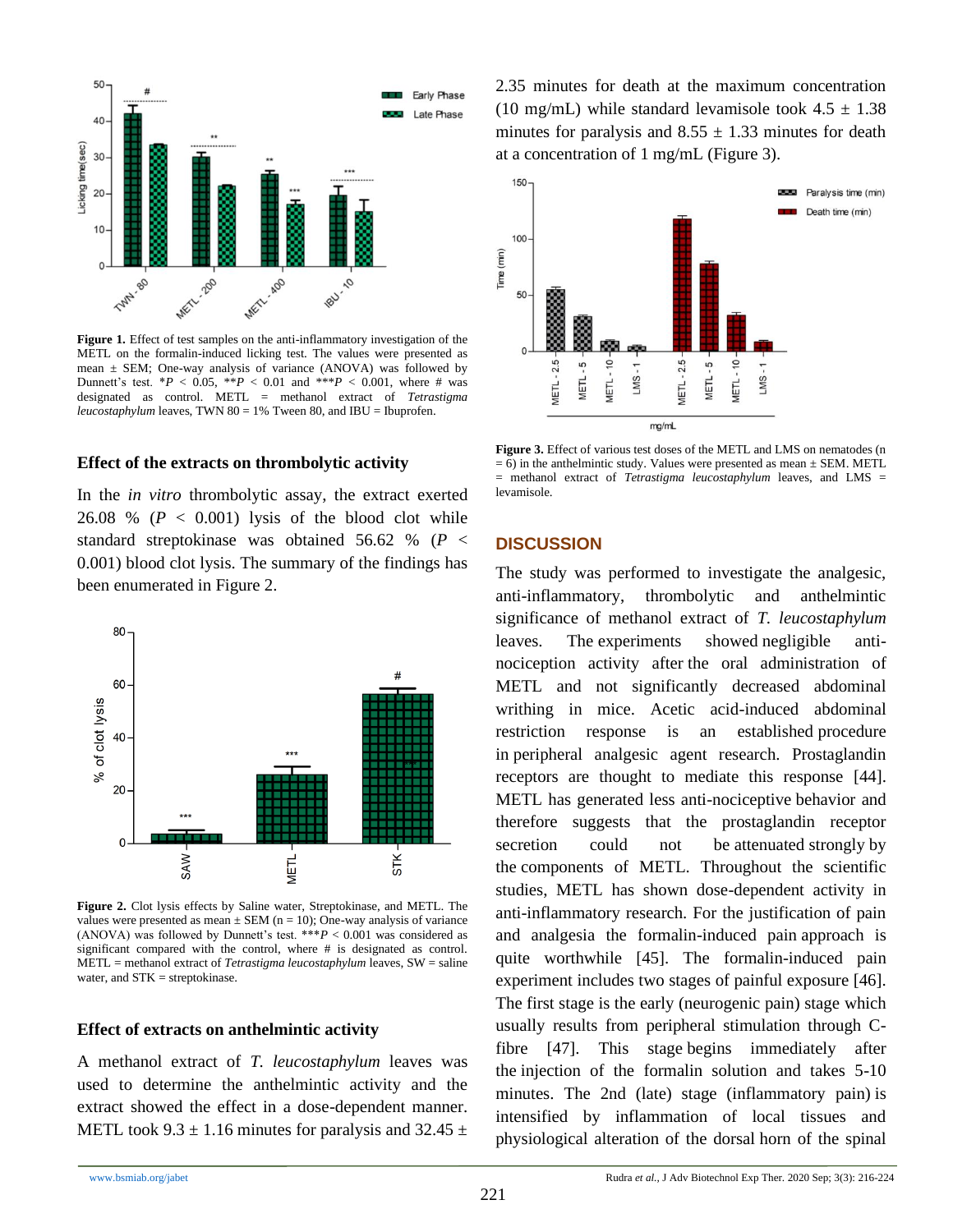**Figure 1.** Effect of test samples on the anti-inflammatory investigation of the METL on the formalin-induced licking test. The values were presented as mean ± SEM; One-way analysis of variance (ANOVA) was followed by Dunnett's test. *$P < 0.05$, **$P < 0.01$ and ***$P < 0.001$, where # was designated as control. METL = methanol extract of *Tetrastigma leucostaphylum* leaves, TWN 80 = 1% Tween 80, and IBU = Ibuprofen.

### Effect of the extracts on thrombolytic activity

In the *in vitro* thrombolytic assay, the extract exerted 26.08 % ($P < 0.001$) lysis of the blood clot while standard streptokinase was obtained 56.62 % ($P < 0.001$) blood clot lysis. The summary of the findings has been enumerated in Figure 2.

**Figure 2.** Clot lysis effects by Saline water, Streptokinase, and METL. The values were presented as mean ± SEM (n = 10); One-way analysis of variance (ANOVA) was followed by Dunnett's test. ***$P < 0.001$ was considered as significant compared with the control, where # is designated as control. METL = methanol extract of *Tetrastigma leucostaphylum* leaves, SW = saline water, and STK = streptokinase.

### Effect of extracts on anthelmintic activity

A methanol extract of *T. leucostaphylum* leaves was used to determine the anthelmintic activity and the extract showed the effect in a dose-dependent manner. METL took 9.3 ± 1.16 minutes for paralysis and 32.45 ± 2.35 minutes for death at the maximum concentration (10 mg/mL) while standard levamisole took 4.5 ± 1.38 minutes for paralysis and 8.55 ± 1.33 minutes for death at a concentration of 1 mg/mL (Figure 3).

**Figure 3.** Effect of various test doses of the METL and LMS on nematodes (n = 6) in the anthelmintic study. Values were presented as mean ± SEM. METL = methanol extract of *Tetrastigma leucostaphylum* leaves, and LMS = levamisole.

## DISCUSSION

The study was performed to investigate the analgesic, anti-inflammatory, thrombolytic and anthelmintic significance of methanol extract of *T. leucostaphylum* leaves. The experiments showed negligible anti-nociception activity after the oral administration of METL and not significantly decreased abdominal writhing in mice. Acetic acid-induced abdominal restriction response is an established procedure in peripheral analgesic agent research. Prostaglandin receptors are thought to mediate this response [44]. METL has generated less anti-nociceptive behavior and therefore suggests that the prostaglandin receptor secretion could not be attenuated strongly by the components of METL. Throughout the scientific studies, METL has shown dose-dependent activity in anti-inflammatory research. For the justification of pain and analgesia the formalin-induced pain approach is quite worthwhile [45]. The formalin-induced pain experiment includes two stages of painful exposure [46]. The first stage is the early (neurogenic pain) stage which usually results from peripheral stimulation through C-fibre [47]. This stage begins immediately after the injection of the formalin solution and takes 5-10 minutes. The 2nd (late) stage (inflammatory pain) is intensified by inflammation of local tissues and physiological alteration of the dorsal horn of the spinal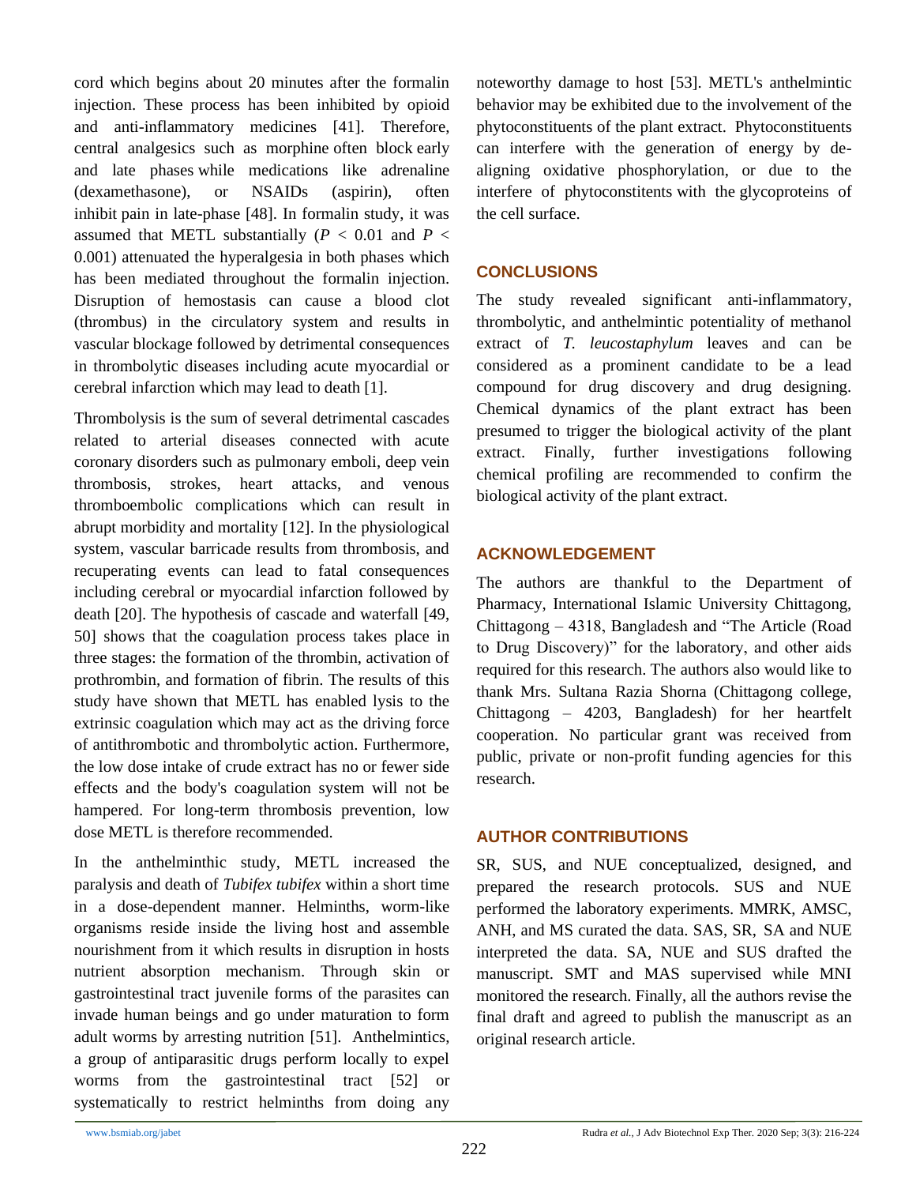cord which begins about 20 minutes after the formalin injection. These process has been inhibited by opioid and anti-inflammatory medicines [41]. Therefore, central analgesics such as morphine often block early and late phases while medications like adrenaline (dexamethasone), or NSAIDs (aspirin), often inhibit pain in late-phase [48]. In formalin study, it was assumed that METL substantially ($P$ < 0.01 and $P$ < 0.001) attenuated the hyperalgesia in both phases which has been mediated throughout the formalin injection. Disruption of hemostasis can cause a blood clot (thrombus) in the circulatory system and results in vascular blockage followed by detrimental consequences in thrombolytic diseases including acute myocardial or cerebral infarction which may lead to death [1].

Thrombolysis is the sum of several detrimental cascades related to arterial diseases connected with acute coronary disorders such as pulmonary emboli, deep vein thrombosis, strokes, heart attacks, and venous thromboembolic complications which can result in abrupt morbidity and mortality [12]. In the physiological system, vascular barricade results from thrombosis, and recuperating events can lead to fatal consequences including cerebral or myocardial infarction followed by death [20]. The hypothesis of cascade and waterfall [49, 50] shows that the coagulation process takes place in three stages: the formation of the thrombin, activation of prothrombin, and formation of fibrin. The results of this study have shown that METL has enabled lysis to the extrinsic coagulation which may act as the driving force of antithrombotic and thrombolytic action. Furthermore, the low dose intake of crude extract has no or fewer side effects and the body's coagulation system will not be hampered. For long-term thrombosis prevention, low dose METL is therefore recommended.

In the anthelminthic study, METL increased the paralysis and death of *Tubifex tubifex* within a short time in a dose-dependent manner. Helminths, worm-like organisms reside inside the living host and assemble nourishment from it which results in disruption in hosts nutrient absorption mechanism. Through skin or gastrointestinal tract juvenile forms of the parasites can invade human beings and go under maturation to form adult worms by arresting nutrition [51]. Anthelmintics, a group of antiparasitic drugs perform locally to expel worms from the gastrointestinal tract [52] or systematically to restrict helminths from doing any noteworthy damage to host [53]. METL's anthelmintic behavior may be exhibited due to the involvement of the phytoconstituents of the plant extract. Phytoconstituents can interfere with the generation of energy by de-aligning oxidative phosphorylation, or due to the interfere of phytoconstitents with the glycoproteins of the cell surface.

## CONCLUSIONS

The study revealed significant anti-inflammatory, thrombolytic, and anthelmintic potentiality of methanol extract of *T. leucostaphylum* leaves and can be considered as a prominent candidate to be a lead compound for drug discovery and drug designing. Chemical dynamics of the plant extract has been presumed to trigger the biological activity of the plant extract. Finally, further investigations following chemical profiling are recommended to confirm the biological activity of the plant extract.

## ACKNOWLEDGEMENT

The authors are thankful to the Department of Pharmacy, International Islamic University Chittagong, Chittagong – 4318, Bangladesh and "The Article (Road to Drug Discovery)" for the laboratory, and other aids required for this research. The authors also would like to thank Mrs. Sultana Razia Shorna (Chittagong college, Chittagong – 4203, Bangladesh) for her heartfelt cooperation. No particular grant was received from public, private or non-profit funding agencies for this research.

## AUTHOR CONTRIBUTIONS

SR, SUS, and NUE conceptualized, designed, and prepared the research protocols. SUS and NUE performed the laboratory experiments. MMRK, AMSC, ANH, and MS curated the data. SAS, SR, SA and NUE interpreted the data. SA, NUE and SUS drafted the manuscript. SMT and MAS supervised while MNI monitored the research. Finally, all the authors revise the final draft and agreed to publish the manuscript as an original research article.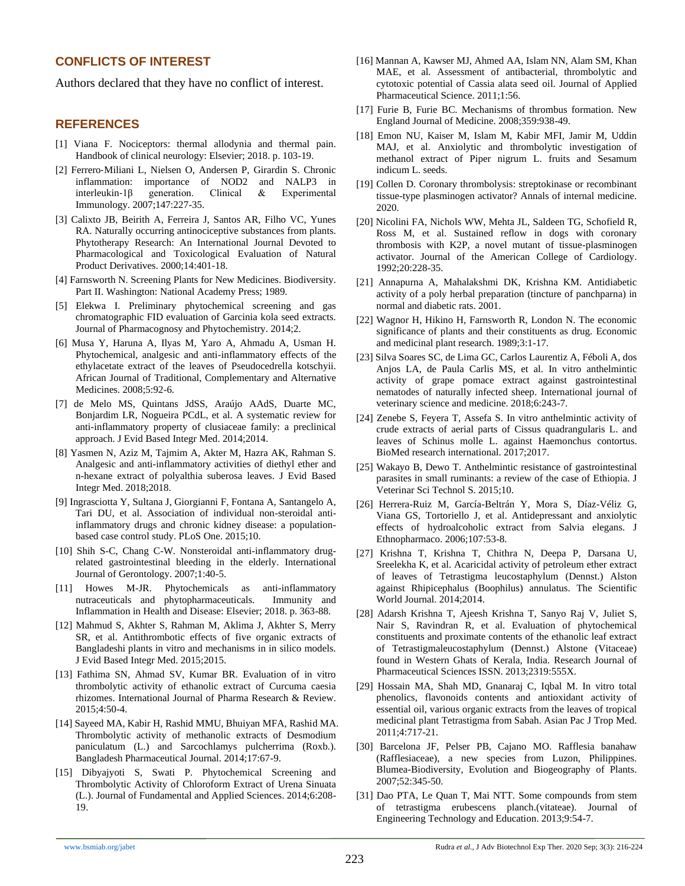## CONFLICTS OF INTEREST

Authors declared that they have no conflict of interest.

## REFERENCES

[1] Viana F. Nociceptors: thermal allodynia and thermal pain. Handbook of clinical neurology: Elsevier; 2018. p. 103-19.

[2] Ferrero-Miliani L, Nielsen O, Andersen P, Girardin S. Chronic inflammation: importance of NOD2 and NALP3 in interleukin-1β generation. Clinical & Experimental Immunology. 2007;147:227-35.

[3] Calixto JB, Beirith A, Ferreira J, Santos AR, Filho VC, Yunes RA. Naturally occurring antinociceptive substances from plants. Phytotherapy Research: An International Journal Devoted to Pharmacological and Toxicological Evaluation of Natural Product Derivatives. 2000;14:401-18.

[4] Farnsworth N. Screening Plants for New Medicines. Biodiversity. Part II. Washington: National Academy Press; 1989.

[5] Elekwa I. Preliminary phytochemical screening and gas chromatographic FID evaluation of Garcinia kola seed extracts. Journal of Pharmacognosy and Phytochemistry. 2014;2.

[6] Musa Y, Haruna A, Ilyas M, Yaro A, Ahmadu A, Usman H. Phytochemical, analgesic and anti-inflammatory effects of the ethylacetate extract of the leaves of Pseudocedrella kotschyii. African Journal of Traditional, Complementary and Alternative Medicines. 2008;5:92-6.

[7] de Melo MS, Quintans JdSS, Araújo AAdS, Duarte MC, Bonjardim LR, Nogueira PCdL, et al. A systematic review for anti-inflammatory property of clusiaceae family: a preclinical approach. J Evid Based Integr Med. 2014;2014.

[8] Yasmen N, Aziz M, Tajmim A, Akter M, Hazra AK, Rahman S. Analgesic and anti-inflammatory activities of diethyl ether and n-hexane extract of polyalthia suberosa leaves. J Evid Based Integr Med. 2018;2018.

[9] Ingrasciotta Y, Sultana J, Giorgianni F, Fontana A, Santangelo A, Tari DU, et al. Association of individual non-steroidal anti-inflammatory drugs and chronic kidney disease: a population-based case control study. PLoS One. 2015;10.

[10] Shih S-C, Chang C-W. Nonsteroidal anti-inflammatory drug-related gastrointestinal bleeding in the elderly. International Journal of Gerontology. 2007;1:40-5.

[11] Howes M-JR. Phytochemicals as anti-inflammatory nutraceuticals and phytopharmaceuticals. Immunity and Inflammation in Health and Disease: Elsevier; 2018. p. 363-88.

[12] Mahmud S, Akhter S, Rahman M, Aklima J, Akhter S, Merry SR, et al. Antithrombotic effects of five organic extracts of Bangladeshi plants in vitro and mechanisms in in silico models. J Evid Based Integr Med. 2015;2015.

[13] Fathima SN, Ahmad SV, Kumar BR. Evaluation of in vitro thrombolytic activity of ethanolic extract of Curcuma caesia rhizomes. International Journal of Pharma Research & Review. 2015;4:50-4.

[14] Sayeed MA, Kabir H, Rashid MMU, Bhuiyan MFA, Rashid MA. Thrombolytic activity of methanolic extracts of Desmodium paniculatum (L.) and Sarcochlamys pulcherrima (Roxb.). Bangladesh Pharmaceutical Journal. 2014;17:67-9.

[15] Dibyajyoti S, Swati P. Phytochemical Screening and Thrombolytic Activity of Chloroform Extract of Urena Sinuata (L.). Journal of Fundamental and Applied Sciences. 2014;6:208-19.

[16] Mannan A, Kawser MJ, Ahmed AA, Islam NN, Alam SM, Khan MAE, et al. Assessment of antibacterial, thrombolytic and cytotoxic potential of Cassia alata seed oil. Journal of Applied Pharmaceutical Science. 2011;1:56.

[17] Furie B, Furie BC. Mechanisms of thrombus formation. New England Journal of Medicine. 2008;359:938-49.

[18] Emon NU, Kaiser M, Islam M, Kabir MFI, Jamir M, Uddin MAJ, et al. Anxiolytic and thrombolytic investigation of methanol extract of Piper nigrum L. fruits and Sesamum indicum L. seeds.

[19] Collen D. Coronary thrombolysis: streptokinase or recombinant tissue-type plasminogen activator? Annals of internal medicine. 2020.

[20] Nicolini FA, Nichols WW, Mehta JL, Saldeen TG, Schofield R, Ross M, et al. Sustained reflow in dogs with coronary thrombosis with K2P, a novel mutant of tissue-plasminogen activator. Journal of the American College of Cardiology. 1992;20:228-35.

[21] Annapurna A, Mahalakshmi DK, Krishna KM. Antidiabetic activity of a poly herbal preparation (tincture of panchparna) in normal and diabetic rats. 2001.

[22] Wagnor H, Hikino H, Farnsworth R, London N. The economic significance of plants and their constituents as drug. Economic and medicinal plant research. 1989;3:1-17.

[23] Silva Soares SC, de Lima GC, Carlos Laurentiz A, Féboli A, dos Anjos LA, de Paula Carlis MS, et al. In vitro anthelmintic activity of grape pomace extract against gastrointestinal nematodes of naturally infected sheep. International journal of veterinary science and medicine. 2018;6:243-7.

[24] Zenebe S, Feyera T, Assefa S. In vitro anthelmintic activity of crude extracts of aerial parts of Cissus quadrangularis L. and leaves of Schinus molle L. against Haemonchus contortus. BioMed research international. 2017;2017.

[25] Wakayo B, Dewo T. Anthelmintic resistance of gastrointestinal parasites in small ruminants: a review of the case of Ethiopia. J Veterinar Sci Technol S. 2015;10.

[26] Herrera-Ruiz M, García-Beltrán Y, Mora S, Díaz-Véliz G, Viana GS, Tortoriello J, et al. Antidepressant and anxiolytic effects of hydroalcoholic extract from Salvia elegans. J Ethnopharmaco. 2006;107:53-8.

[27] Krishna T, Krishna T, Chithra N, Deepa P, Darsana U, Sreelekha K, et al. Acaricidal activity of petroleum ether extract of leaves of Tetrastigma leucostaphylum (Dennst.) Alston against Rhipicephalus (Boophilus) annulatus. The Scientific World Journal. 2014;2014.

[28] Adarsh Krishna T, Ajeesh Krishna T, Sanyo Raj V, Juliet S, Nair S, Ravindran R, et al. Evaluation of phytochemical constituents and proximate contents of the ethanolic leaf extract of Tetrastigmaleucostaphylum (Dennst.) Alstone (Vitaceae) found in Western Ghats of Kerala, India. Research Journal of Pharmaceutical Sciences ISSN. 2013;2319:555X.

[29] Hossain MA, Shah MD, Gnanaraj C, Iqbal M. In vitro total phenolics, flavonoids contents and antioxidant activity of essential oil, various organic extracts from the leaves of tropical medicinal plant Tetrastigma from Sabah. Asian Pac J Trop Med. 2011;4:717-21.

[30] Barcelona JF, Pelser PB, Cajano MO. Rafflesia banahaw (Rafflesiaceae), a new species from Luzon, Philippines. Blumea-Biodiversity, Evolution and Biogeography of Plants. 2007;52:345-50.

[31] Dao PTA, Le Quan T, Mai NTT. Some compounds from stem of tetrastigma erubescens planch.(vitateae). Journal of Engineering Technology and Education. 2013;9:54-7.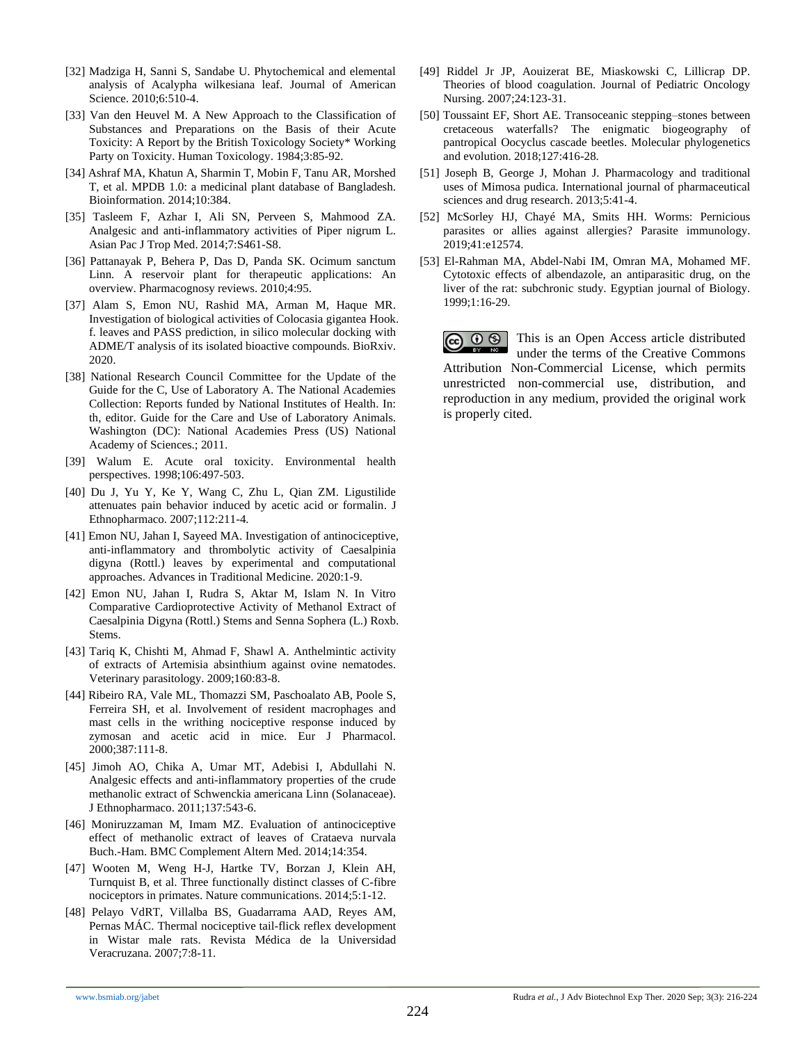[32] Madziga H, Sanni S, Sandabe U. Phytochemical and elemental analysis of Acalypha wilkesiana leaf. Journal of American Science. 2010;6:510-4.

[33] Van den Heuvel M. A New Approach to the Classification of Substances and Preparations on the Basis of their Acute Toxicity: A Report by the British Toxicology Society* Working Party on Toxicity. Human Toxicology. 1984;3:85-92.

[34] Ashraf MA, Khatun A, Sharmin T, Mobin F, Tanu AR, Morshed T, et al. MPDB 1.0: a medicinal plant database of Bangladesh. Bioinformation. 2014;10:384.

[35] Tasleem F, Azhar I, Ali SN, Perveen S, Mahmood ZA. Analgesic and anti-inflammatory activities of Piper nigrum L. Asian Pac J Trop Med. 2014;7:S461-S8.

[36] Pattanayak P, Behera P, Das D, Panda SK. Ocimum sanctum Linn. A reservoir plant for therapeutic applications: An overview. Pharmacognosy reviews. 2010;4:95.

[37] Alam S, Emon NU, Rashid MA, Arman M, Haque MR. Investigation of biological activities of Colocasia gigantea Hook. f. leaves and PASS prediction, in silico molecular docking with ADME/T analysis of its isolated bioactive compounds. BioRxiv. 2020.

[38] National Research Council Committee for the Update of the Guide for the C, Use of Laboratory A. The National Academies Collection: Reports funded by National Institutes of Health. In: th, editor. Guide for the Care and Use of Laboratory Animals. Washington (DC): National Academies Press (US) National Academy of Sciences.; 2011.

[39] Walum E. Acute oral toxicity. Environmental health perspectives. 1998;106:497-503.

[40] Du J, Yu Y, Ke Y, Wang C, Zhu L, Qian ZM. Ligustilide attenuates pain behavior induced by acetic acid or formalin. J Ethnopharmaco. 2007;112:211-4.

[41] Emon NU, Jahan I, Sayeed MA. Investigation of antinociceptive, anti-inflammatory and thrombolytic activity of Caesalpinia digyna (Rottl.) leaves by experimental and computational approaches. Advances in Traditional Medicine. 2020:1-9.

[42] Emon NU, Jahan I, Rudra S, Aktar M, Islam N. In Vitro Comparative Cardioprotective Activity of Methanol Extract of Caesalpinia Digyna (Rottl.) Stems and Senna Sophera (L.) Roxb. Stems.

[43] Tariq K, Chishti M, Ahmad F, Shawl A. Anthelmintic activity of extracts of Artemisia absinthium against ovine nematodes. Veterinary parasitology. 2009;160:83-8.

[44] Ribeiro RA, Vale ML, Thomazzi SM, Paschoalato AB, Poole S, Ferreira SH, et al. Involvement of resident macrophages and mast cells in the writhing nociceptive response induced by zymosan and acetic acid in mice. Eur J Pharmacol. 2000;387:111-8.

[45] Jimoh AO, Chika A, Umar MT, Adebisi I, Abdullahi N. Analgesic effects and anti-inflammatory properties of the crude methanolic extract of Schwenckia americana Linn (Solanaceae). J Ethnopharmaco. 2011;137:543-6.

[46] Moniruzzaman M, Imam MZ. Evaluation of antinociceptive effect of methanolic extract of leaves of Crataeva nurvala Buch.-Ham. BMC Complement Altern Med. 2014;14:354.

[47] Wooten M, Weng H-J, Hartke TV, Borzan J, Klein AH, Turnquist B, et al. Three functionally distinct classes of C-fibre nociceptors in primates. Nature communications. 2014;5:1-12.

[48] Pelayo VdRT, Villalba BS, Guadarrama AAD, Reyes AM, Pernas MÁC. Thermal nociceptive tail-flick reflex development in Wistar male rats. Revista Médica de la Universidad Veracruzana. 2007;7:8-11.

[49] Riddel Jr JP, Aouizerat BE, Miaskowski C, Lillicrap DP. Theories of blood coagulation. Journal of Pediatric Oncology Nursing. 2007;24:123-31.

[50] Toussaint EF, Short AE. Transoceanic stepping–stones between cretaceous waterfalls? The enigmatic biogeography of pantropical Oocyclus cascade beetles. Molecular phylogenetics and evolution. 2018;127:416-28.

[51] Joseph B, George J, Mohan J. Pharmacology and traditional uses of Mimosa pudica. International journal of pharmaceutical sciences and drug research. 2013;5:41-4.

[52] McSorley HJ, Chayé MA, Smits HH. Worms: Pernicious parasites or allies against allergies? Parasite immunology. 2019;41:e12574.

[53] El-Rahman MA, Abdel-Nabi IM, Omran MA, Mohamed MF. Cytotoxic effects of albendazole, an antiparasitic drug, on the liver of the rat: subchronic study. Egyptian journal of Biology. 1999;1:16-29.

This is an Open Access article distributed under the terms of the Creative Commons Attribution Non-Commercial License, which permits unrestricted non-commercial use, distribution, and reproduction in any medium, provided the original work is properly cited.